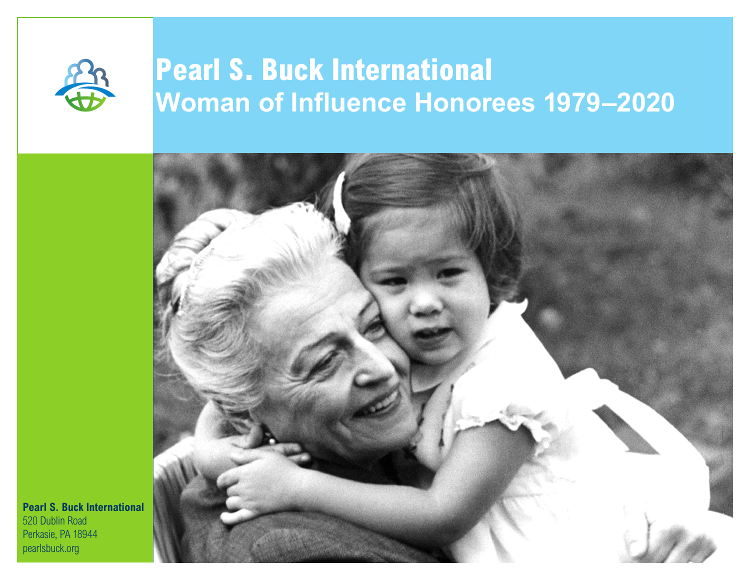# Pearl S. Buck International

## Woman of Influence Honorees 1979–2020

**Pearl S. Buck International**
520 Dublin Road
Perkasie, PA 18944
pearlsbuck.org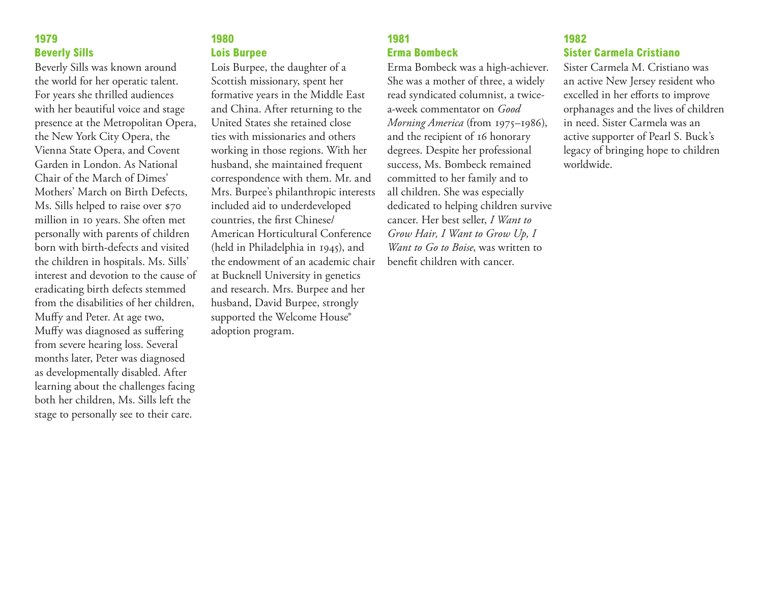### 1979
### Beverly Sills

Beverly Sills was known around the world for her operatic talent. For years she thrilled audiences with her beautiful voice and stage presence at the Metropolitan Opera, the New York City Opera, the Vienna State Opera, and Covent Garden in London. As National Chair of the March of Dimes' Mothers' March on Birth Defects, Ms. Sills helped to raise over $70 million in 10 years. She often met personally with parents of children born with birth-defects and visited the children in hospitals. Ms. Sills' interest and devotion to the cause of eradicating birth defects stemmed from the disabilities of her children, Muffy and Peter. At age two, Muffy was diagnosed as suffering from severe hearing loss. Several months later, Peter was diagnosed as developmentally disabled. After learning about the challenges facing both her children, Ms. Sills left the stage to personally see to their care.

### 1980
### Lois Burpee

Lois Burpee, the daughter of a Scottish missionary, spent her formative years in the Middle East and China. After returning to the United States she retained close ties with missionaries and others working in those regions. With her husband, she maintained frequent correspondence with them. Mr. and Mrs. Burpee's philanthropic interests included aid to underdeveloped countries, the first Chinese/American Horticultural Conference (held in Philadelphia in 1945), and the endowment of an academic chair at Bucknell University in genetics and research. Mrs. Burpee and her husband, David Burpee, strongly supported the Welcome House® adoption program.

### 1981
### Erma Bombeck

Erma Bombeck was a high-achiever. She was a mother of three, a widely read syndicated columnist, a twice-a-week commentator on *Good Morning America* (from 1975–1986), and the recipient of 16 honorary degrees. Despite her professional success, Ms. Bombeck remained committed to her family and to all children. She was especially dedicated to helping children survive cancer. Her best seller, *I Want to Grow Hair, I Want to Grow Up, I Want to Go to Boise*, was written to benefit children with cancer.

### 1982
### Sister Carmela Cristiano

Sister Carmela M. Cristiano was an active New Jersey resident who excelled in her efforts to improve orphanages and the lives of children in need. Sister Carmela was an active supporter of Pearl S. Buck's legacy of bringing hope to children worldwide.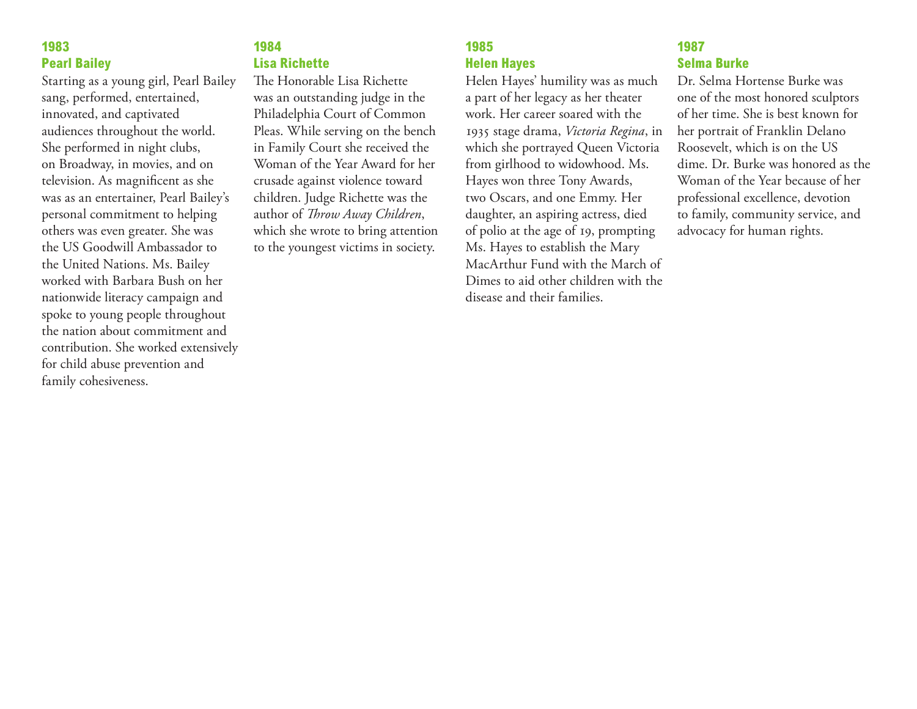### 1983
### Pearl Bailey

Starting as a young girl, Pearl Bailey sang, performed, entertained, innovated, and captivated audiences throughout the world. She performed in night clubs, on Broadway, in movies, and on television. As magnificent as she was as an entertainer, Pearl Bailey's personal commitment to helping others was even greater. She was the US Goodwill Ambassador to the United Nations. Ms. Bailey worked with Barbara Bush on her nationwide literacy campaign and spoke to young people throughout the nation about commitment and contribution. She worked extensively for child abuse prevention and family cohesiveness.

### 1984
### Lisa Richette

The Honorable Lisa Richette was an outstanding judge in the Philadelphia Court of Common Pleas. While serving on the bench in Family Court she received the Woman of the Year Award for her crusade against violence toward children. Judge Richette was the author of *Throw Away Children*, which she wrote to bring attention to the youngest victims in society.

### 1985
### Helen Hayes

Helen Hayes' humility was as much a part of her legacy as her theater work. Her career soared with the 1935 stage drama, *Victoria Regina*, in which she portrayed Queen Victoria from girlhood to widowhood. Ms. Hayes won three Tony Awards, two Oscars, and one Emmy. Her daughter, an aspiring actress, died of polio at the age of 19, prompting Ms. Hayes to establish the Mary MacArthur Fund with the March of Dimes to aid other children with the disease and their families.

### 1987
### Selma Burke

Dr. Selma Hortense Burke was one of the most honored sculptors of her time. She is best known for her portrait of Franklin Delano Roosevelt, which is on the US dime. Dr. Burke was honored as the Woman of the Year because of her professional excellence, devotion to family, community service, and advocacy for human rights.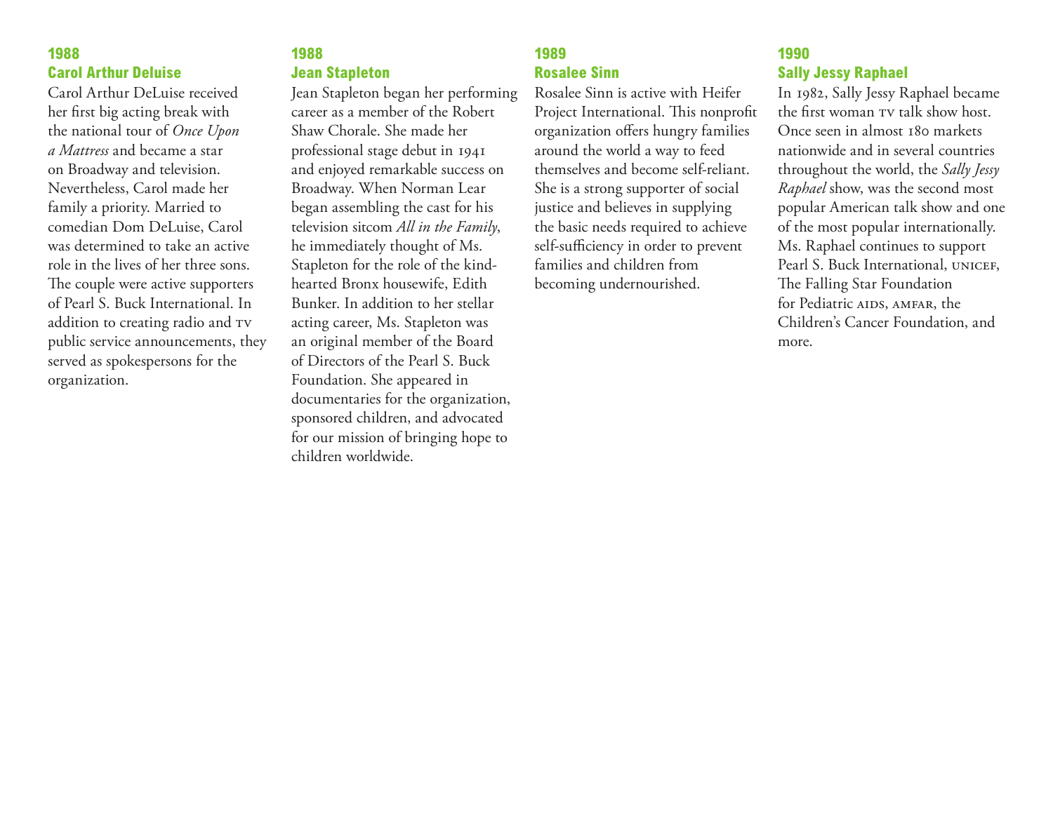### 1988
### Carol Arthur Deluise

Carol Arthur DeLuise received her first big acting break with the national tour of *Once Upon a Mattress* and became a star on Broadway and television. Nevertheless, Carol made her family a priority. Married to comedian Dom DeLuise, Carol was determined to take an active role in the lives of her three sons. The couple were active supporters of Pearl S. Buck International. In addition to creating radio and TV public service announcements, they served as spokespersons for the organization.

### 1988
### Jean Stapleton

Jean Stapleton began her performing career as a member of the Robert Shaw Chorale. She made her professional stage debut in 1941 and enjoyed remarkable success on Broadway. When Norman Lear began assembling the cast for his television sitcom *All in the Family*, he immediately thought of Ms. Stapleton for the role of the kind-hearted Bronx housewife, Edith Bunker. In addition to her stellar acting career, Ms. Stapleton was an original member of the Board of Directors of the Pearl S. Buck Foundation. She appeared in documentaries for the organization, sponsored children, and advocated for our mission of bringing hope to children worldwide.

### 1989
### Rosalee Sinn

Rosalee Sinn is active with Heifer Project International. This nonprofit organization offers hungry families around the world a way to feed themselves and become self-reliant. She is a strong supporter of social justice and believes in supplying the basic needs required to achieve self-sufficiency in order to prevent families and children from becoming undernourished.

### 1990
### Sally Jessy Raphael

In 1982, Sally Jessy Raphael became the first woman TV talk show host. Once seen in almost 180 markets nationwide and in several countries throughout the world, the *Sally Jessy Raphael* show, was the second most popular American talk show and one of the most popular internationally. Ms. Raphael continues to support Pearl S. Buck International, UNICEF, The Falling Star Foundation for Pediatric AIDS, AMFAR, the Children's Cancer Foundation, and more.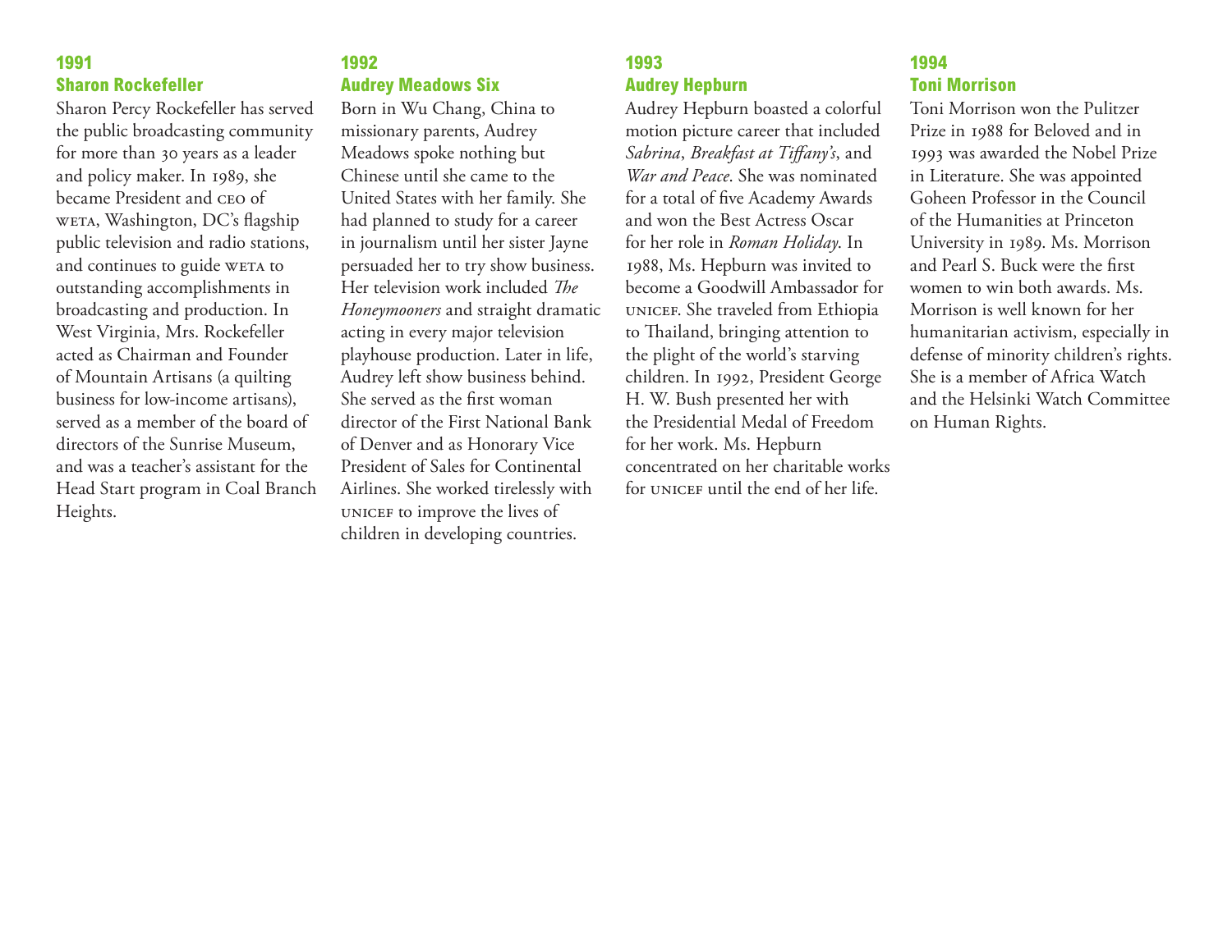### 1991
### Sharon Rockefeller

Sharon Percy Rockefeller has served the public broadcasting community for more than 30 years as a leader and policy maker. In 1989, she became President and CEO of WETA, Washington, DC's flagship public television and radio stations, and continues to guide WETA to outstanding accomplishments in broadcasting and production. In West Virginia, Mrs. Rockefeller acted as Chairman and Founder of Mountain Artisans (a quilting business for low-income artisans), served as a member of the board of directors of the Sunrise Museum, and was a teacher's assistant for the Head Start program in Coal Branch Heights.

### 1992
### Audrey Meadows Six

Born in Wu Chang, China to missionary parents, Audrey Meadows spoke nothing but Chinese until she came to the United States with her family. She had planned to study for a career in journalism until her sister Jayne persuaded her to try show business. Her television work included *The Honeymooners* and straight dramatic acting in every major television playhouse production. Later in life, Audrey left show business behind. She served as the first woman director of the First National Bank of Denver and as Honorary Vice President of Sales for Continental Airlines. She worked tirelessly with UNICEF to improve the lives of children in developing countries.

### 1993
### Audrey Hepburn

Audrey Hepburn boasted a colorful motion picture career that included *Sabrina*, *Breakfast at Tiffany's*, and *War and Peace*. She was nominated for a total of five Academy Awards and won the Best Actress Oscar for her role in *Roman Holiday*. In 1988, Ms. Hepburn was invited to become a Goodwill Ambassador for UNICEF. She traveled from Ethiopia to Thailand, bringing attention to the plight of the world's starving children. In 1992, President George H. W. Bush presented her with the Presidential Medal of Freedom for her work. Ms. Hepburn concentrated on her charitable works for UNICEF until the end of her life.

### 1994
### Toni Morrison

Toni Morrison won the Pulitzer Prize in 1988 for Beloved and in 1993 was awarded the Nobel Prize in Literature. She was appointed Goheen Professor in the Council of the Humanities at Princeton University in 1989. Ms. Morrison and Pearl S. Buck were the first women to win both awards. Ms. Morrison is well known for her humanitarian activism, especially in defense of minority children's rights. She is a member of Africa Watch and the Helsinki Watch Committee on Human Rights.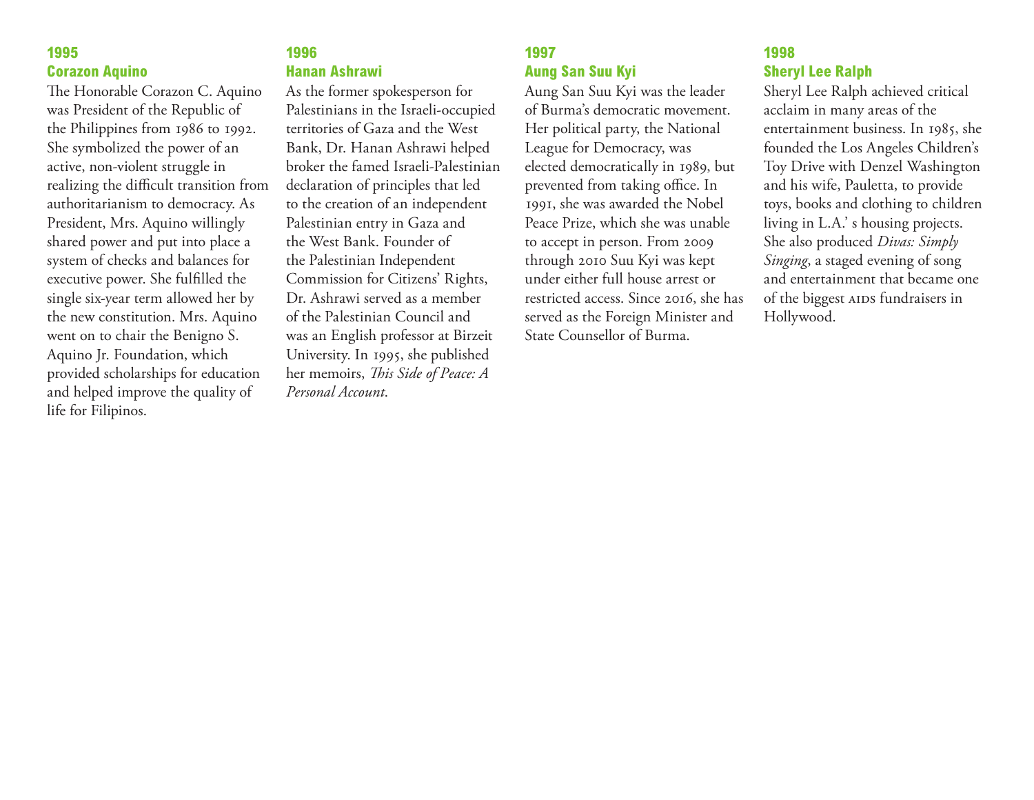## 1995
## Corazon Aquino

The Honorable Corazon C. Aquino was President of the Republic of the Philippines from 1986 to 1992. She symbolized the power of an active, non-violent struggle in realizing the difficult transition from authoritarianism to democracy. As President, Mrs. Aquino willingly shared power and put into place a system of checks and balances for executive power. She fulfilled the single six-year term allowed her by the new constitution. Mrs. Aquino went on to chair the Benigno S. Aquino Jr. Foundation, which provided scholarships for education and helped improve the quality of life for Filipinos.

## 1996
## Hanan Ashrawi

As the former spokesperson for Palestinians in the Israeli-occupied territories of Gaza and the West Bank, Dr. Hanan Ashrawi helped broker the famed Israeli-Palestinian declaration of principles that led to the creation of an independent Palestinian entry in Gaza and the West Bank. Founder of the Palestinian Independent Commission for Citizens' Rights, Dr. Ashrawi served as a member of the Palestinian Council and was an English professor at Birzeit University. In 1995, she published her memoirs, *This Side of Peace: A Personal Account*.

## 1997
## Aung San Suu Kyi

Aung San Suu Kyi was the leader of Burma's democratic movement. Her political party, the National League for Democracy, was elected democratically in 1989, but prevented from taking office. In 1991, she was awarded the Nobel Peace Prize, which she was unable to accept in person. From 2009 through 2010 Suu Kyi was kept under either full house arrest or restricted access. Since 2016, she has served as the Foreign Minister and State Counsellor of Burma.

## 1998
## Sheryl Lee Ralph

Sheryl Lee Ralph achieved critical acclaim in many areas of the entertainment business. In 1985, she founded the Los Angeles Children's Toy Drive with Denzel Washington and his wife, Pauletta, to provide toys, books and clothing to children living in L.A.' s housing projects. She also produced *Divas: Simply Singing*, a staged evening of song and entertainment that became one of the biggest AIDS fundraisers in Hollywood.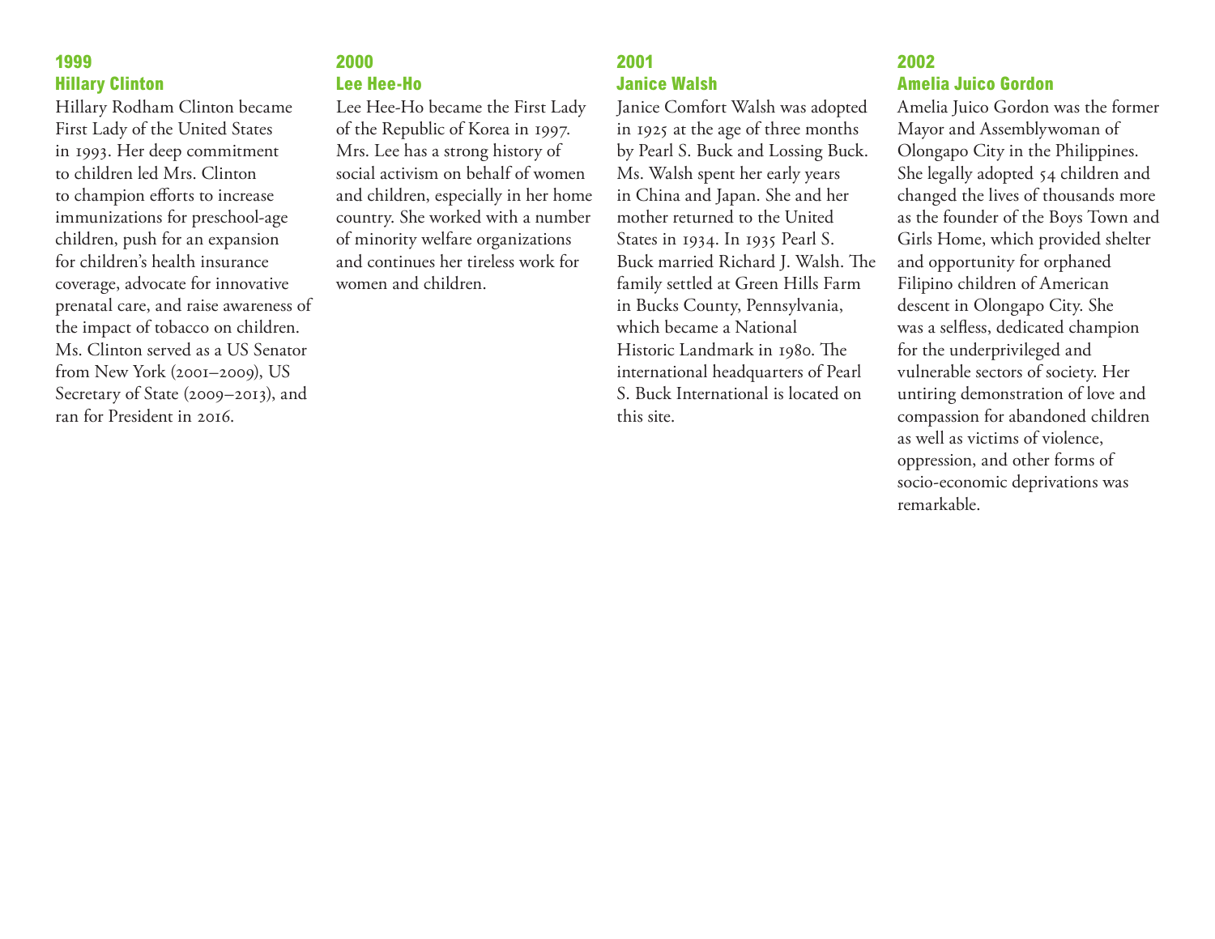### 1999
### Hillary Clinton

Hillary Rodham Clinton became First Lady of the United States in 1993. Her deep commitment to children led Mrs. Clinton to champion efforts to increase immunizations for preschool-age children, push for an expansion for children's health insurance coverage, advocate for innovative prenatal care, and raise awareness of the impact of tobacco on children. Ms. Clinton served as a US Senator from New York (2001–2009), US Secretary of State (2009–2013), and ran for President in 2016.

### 2000
### Lee Hee-Ho

Lee Hee-Ho became the First Lady of the Republic of Korea in 1997. Mrs. Lee has a strong history of social activism on behalf of women and children, especially in her home country. She worked with a number of minority welfare organizations and continues her tireless work for women and children.

### 2001
### Janice Walsh

Janice Comfort Walsh was adopted in 1925 at the age of three months by Pearl S. Buck and Lossing Buck. Ms. Walsh spent her early years in China and Japan. She and her mother returned to the United States in 1934. In 1935 Pearl S. Buck married Richard J. Walsh. The family settled at Green Hills Farm in Bucks County, Pennsylvania, which became a National Historic Landmark in 1980. The international headquarters of Pearl S. Buck International is located on this site.

### 2002
### Amelia Juico Gordon

Amelia Juico Gordon was the former Mayor and Assemblywoman of Olongapo City in the Philippines. She legally adopted 54 children and changed the lives of thousands more as the founder of the Boys Town and Girls Home, which provided shelter and opportunity for orphaned Filipino children of American descent in Olongapo City. She was a selfless, dedicated champion for the underprivileged and vulnerable sectors of society. Her untiring demonstration of love and compassion for abandoned children as well as victims of violence, oppression, and other forms of socio-economic deprivations was remarkable.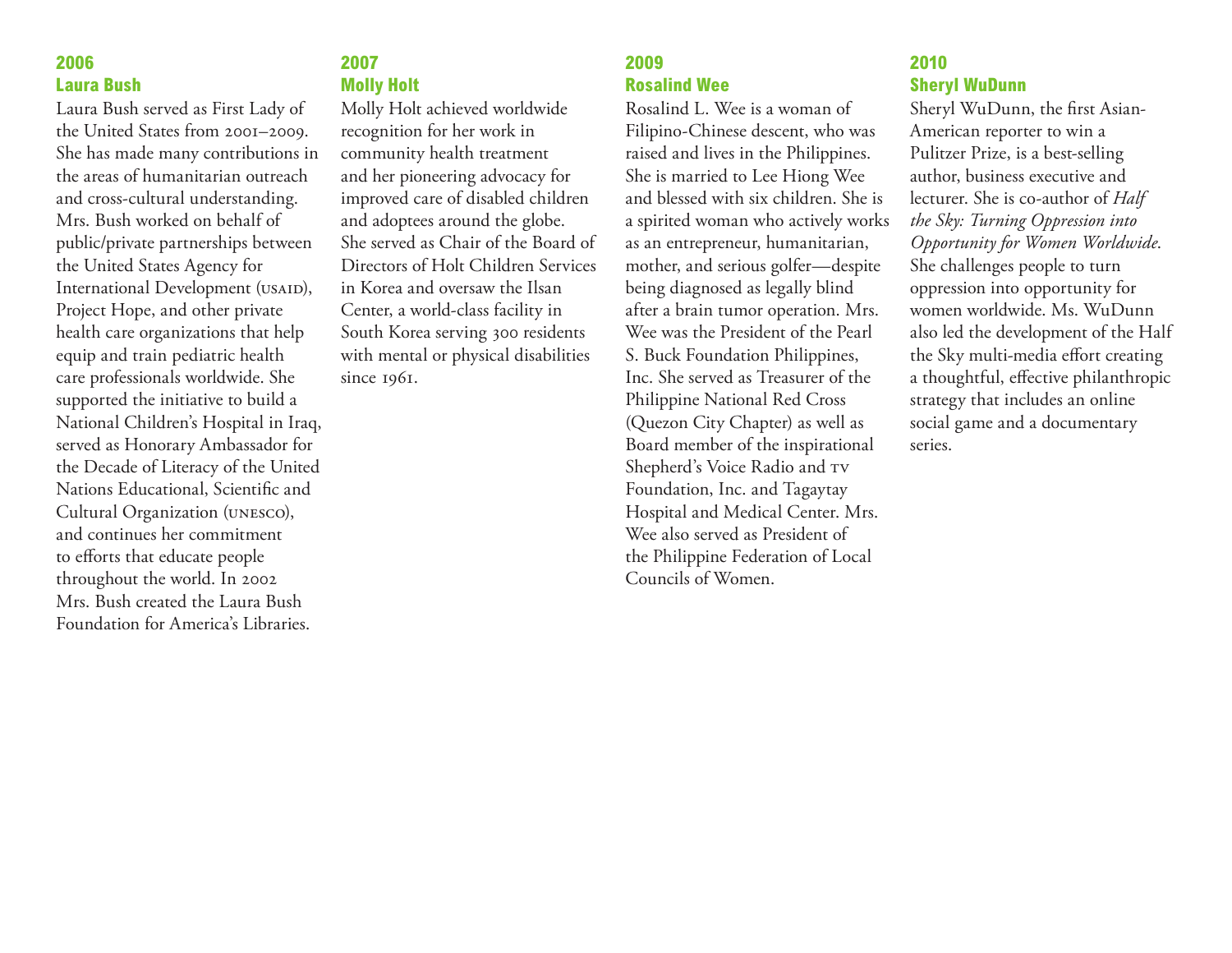## 2006
## Laura Bush

Laura Bush served as First Lady of the United States from 2001–2009. She has made many contributions in the areas of humanitarian outreach and cross-cultural understanding. Mrs. Bush worked on behalf of public/private partnerships between the United States Agency for International Development (USAID), Project Hope, and other private health care organizations that help equip and train pediatric health care professionals worldwide. She supported the initiative to build a National Children's Hospital in Iraq, served as Honorary Ambassador for the Decade of Literacy of the United Nations Educational, Scientific and Cultural Organization (UNESCO), and continues her commitment to efforts that educate people throughout the world. In 2002 Mrs. Bush created the Laura Bush Foundation for America's Libraries.

## 2007
## Molly Holt

Molly Holt achieved worldwide recognition for her work in community health treatment and her pioneering advocacy for improved care of disabled children and adoptees around the globe. She served as Chair of the Board of Directors of Holt Children Services in Korea and oversaw the Ilsan Center, a world-class facility in South Korea serving 300 residents with mental or physical disabilities since 1961.

## 2009
## Rosalind Wee

Rosalind L. Wee is a woman of Filipino-Chinese descent, who was raised and lives in the Philippines. She is married to Lee Hiong Wee and blessed with six children. She is a spirited woman who actively works as an entrepreneur, humanitarian, mother, and serious golfer—despite being diagnosed as legally blind after a brain tumor operation. Mrs. Wee was the President of the Pearl S. Buck Foundation Philippines, Inc. She served as Treasurer of the Philippine National Red Cross (Quezon City Chapter) as well as Board member of the inspirational Shepherd's Voice Radio and TV Foundation, Inc. and Tagaytay Hospital and Medical Center. Mrs. Wee also served as President of the Philippine Federation of Local Councils of Women.

## 2010
## Sheryl WuDunn

Sheryl WuDunn, the first Asian-American reporter to win a Pulitzer Prize, is a best-selling author, business executive and lecturer. She is co-author of *Half the Sky: Turning Oppression into Opportunity for Women Worldwide*. She challenges people to turn oppression into opportunity for women worldwide. Ms. WuDunn also led the development of the Half the Sky multi-media effort creating a thoughtful, effective philanthropic strategy that includes an online social game and a documentary series.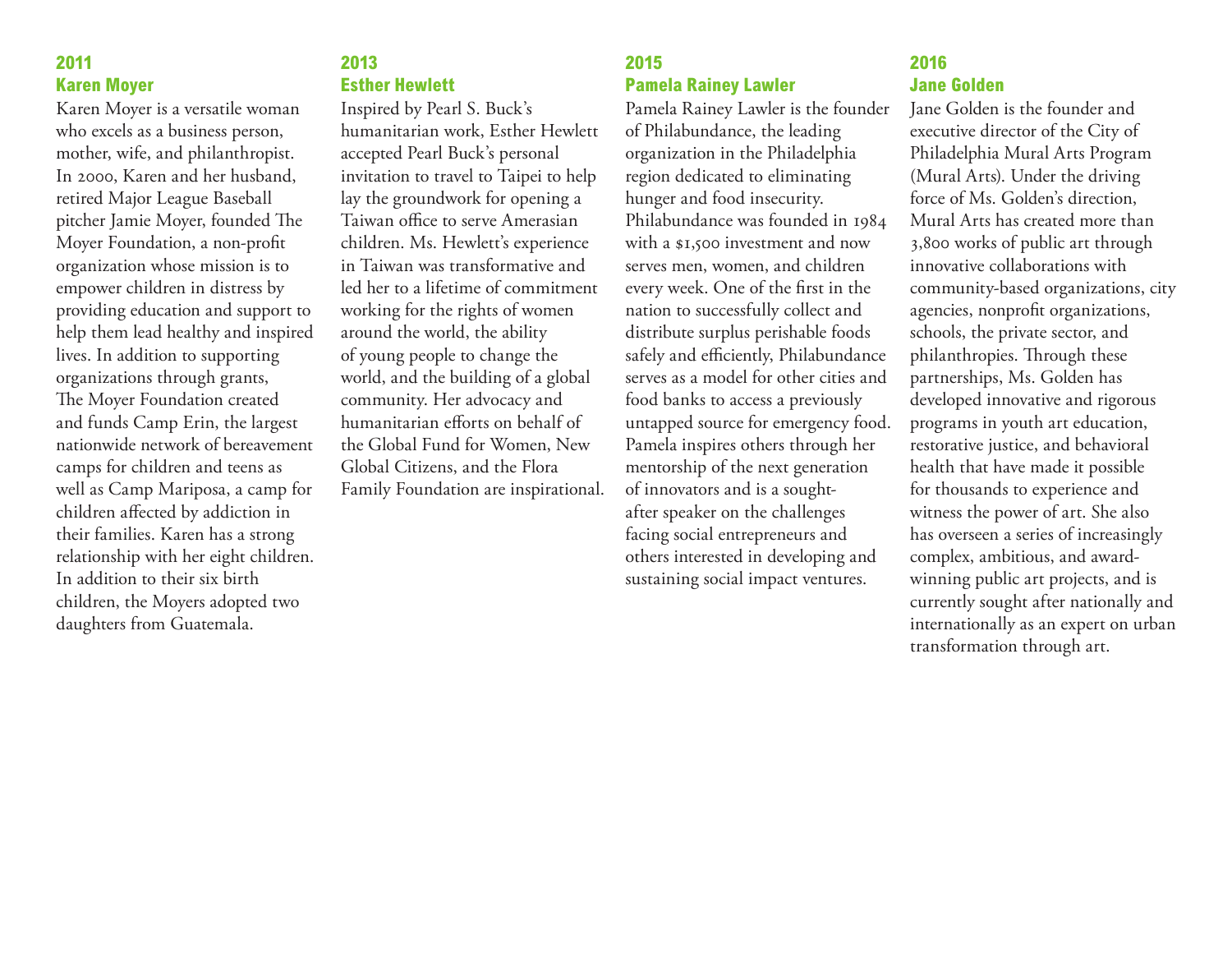## 2011
## Karen Moyer

Karen Moyer is a versatile woman who excels as a business person, mother, wife, and philanthropist. In 2000, Karen and her husband, retired Major League Baseball pitcher Jamie Moyer, founded The Moyer Foundation, a non-profit organization whose mission is to empower children in distress by providing education and support to help them lead healthy and inspired lives. In addition to supporting organizations through grants, The Moyer Foundation created and funds Camp Erin, the largest nationwide network of bereavement camps for children and teens as well as Camp Mariposa, a camp for children affected by addiction in their families. Karen has a strong relationship with her eight children. In addition to their six birth children, the Moyers adopted two daughters from Guatemala.

## 2013
## Esther Hewlett

Inspired by Pearl S. Buck's humanitarian work, Esther Hewlett accepted Pearl Buck's personal invitation to travel to Taipei to help lay the groundwork for opening a Taiwan office to serve Amerasian children. Ms. Hewlett's experience in Taiwan was transformative and led her to a lifetime of commitment working for the rights of women around the world, the ability of young people to change the world, and the building of a global community. Her advocacy and humanitarian efforts on behalf of the Global Fund for Women, New Global Citizens, and the Flora Family Foundation are inspirational.

## 2015
## Pamela Rainey Lawler

Pamela Rainey Lawler is the founder of Philabundance, the leading organization in the Philadelphia region dedicated to eliminating hunger and food insecurity. Philabundance was founded in 1984 with a $1,500 investment and now serves men, women, and children every week. One of the first in the nation to successfully collect and distribute surplus perishable foods safely and efficiently, Philabundance serves as a model for other cities and food banks to access a previously untapped source for emergency food. Pamela inspires others through her mentorship of the next generation of innovators and is a sought-after speaker on the challenges facing social entrepreneurs and others interested in developing and sustaining social impact ventures.

## 2016
## Jane Golden

Jane Golden is the founder and executive director of the City of Philadelphia Mural Arts Program (Mural Arts). Under the driving force of Ms. Golden's direction, Mural Arts has created more than 3,800 works of public art through innovative collaborations with community-based organizations, city agencies, nonprofit organizations, schools, the private sector, and philanthropies. Through these partnerships, Ms. Golden has developed innovative and rigorous programs in youth art education, restorative justice, and behavioral health that have made it possible for thousands to experience and witness the power of art. She also has overseen a series of increasingly complex, ambitious, and award-winning public art projects, and is currently sought after nationally and internationally as an expert on urban transformation through art.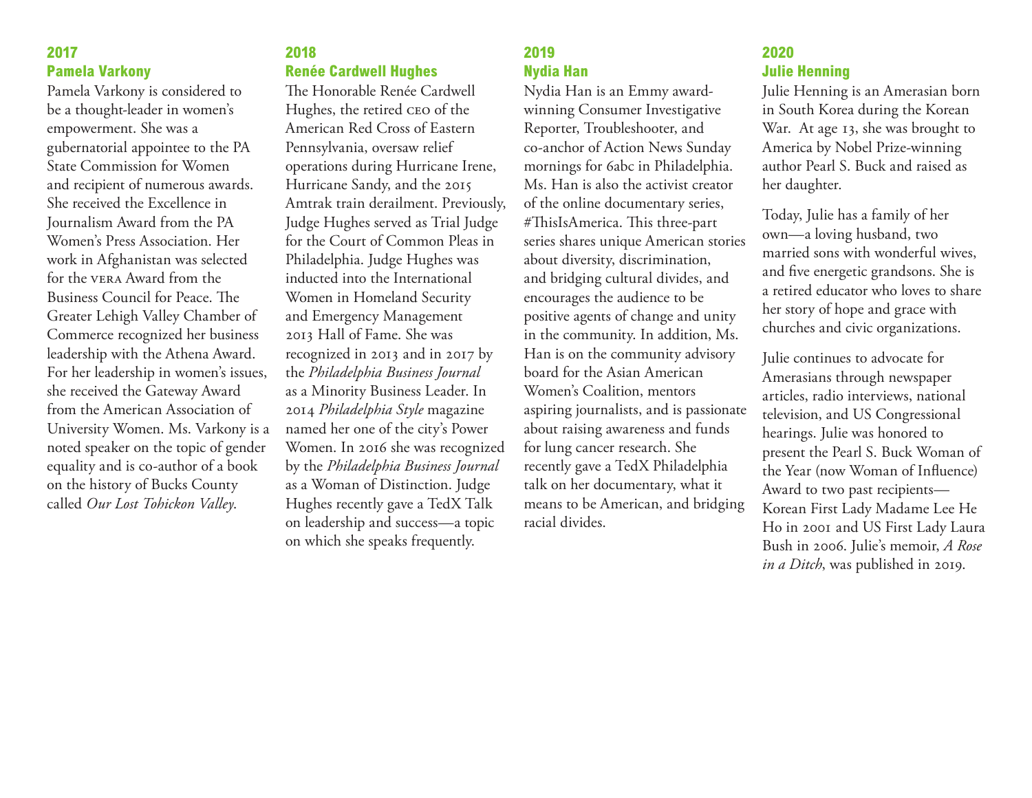### 2017
### Pamela Varkony

Pamela Varkony is considered to be a thought-leader in women's empowerment. She was a gubernatorial appointee to the PA State Commission for Women and recipient of numerous awards. She received the Excellence in Journalism Award from the PA Women's Press Association. Her work in Afghanistan was selected for the VERA Award from the Business Council for Peace. The Greater Lehigh Valley Chamber of Commerce recognized her business leadership with the Athena Award. For her leadership in women's issues, she received the Gateway Award from the American Association of University Women. Ms. Varkony is a noted speaker on the topic of gender equality and is co-author of a book on the history of Bucks County called *Our Lost Tohickon Valley*.

### 2018
### Renée Cardwell Hughes

The Honorable Renée Cardwell Hughes, the retired CEO of the American Red Cross of Eastern Pennsylvania, oversaw relief operations during Hurricane Irene, Hurricane Sandy, and the 2015 Amtrak train derailment. Previously, Judge Hughes served as Trial Judge for the Court of Common Pleas in Philadelphia. Judge Hughes was inducted into the International Women in Homeland Security and Emergency Management 2013 Hall of Fame. She was recognized in 2013 and in 2017 by the *Philadelphia Business Journal* as a Minority Business Leader. In 2014 *Philadelphia Style* magazine named her one of the city's Power Women. In 2016 she was recognized by the *Philadelphia Business Journal* as a Woman of Distinction. Judge Hughes recently gave a TedX Talk on leadership and success—a topic on which she speaks frequently.

### 2019
### Nydia Han

Nydia Han is an Emmy award-winning Consumer Investigative Reporter, Troubleshooter, and co-anchor of Action News Sunday mornings for 6abc in Philadelphia. Ms. Han is also the activist creator of the online documentary series, #ThisIsAmerica. This three-part series shares unique American stories about diversity, discrimination, and bridging cultural divides, and encourages the audience to be positive agents of change and unity in the community. In addition, Ms. Han is on the community advisory board for the Asian American Women's Coalition, mentors aspiring journalists, and is passionate about raising awareness and funds for lung cancer research. She recently gave a TedX Philadelphia talk on her documentary, what it means to be American, and bridging racial divides.

### 2020
### Julie Henning

Julie Henning is an Amerasian born in South Korea during the Korean War. At age 13, she was brought to America by Nobel Prize-winning author Pearl S. Buck and raised as her daughter.

Today, Julie has a family of her own—a loving husband, two married sons with wonderful wives, and five energetic grandsons. She is a retired educator who loves to share her story of hope and grace with churches and civic organizations.

Julie continues to advocate for Amerasians through newspaper articles, radio interviews, national television, and US Congressional hearings. Julie was honored to present the Pearl S. Buck Woman of the Year (now Woman of Influence) Award to two past recipients—Korean First Lady Madame Lee He Ho in 2001 and US First Lady Laura Bush in 2006. Julie's memoir, *A Rose in a Ditch*, was published in 2019.